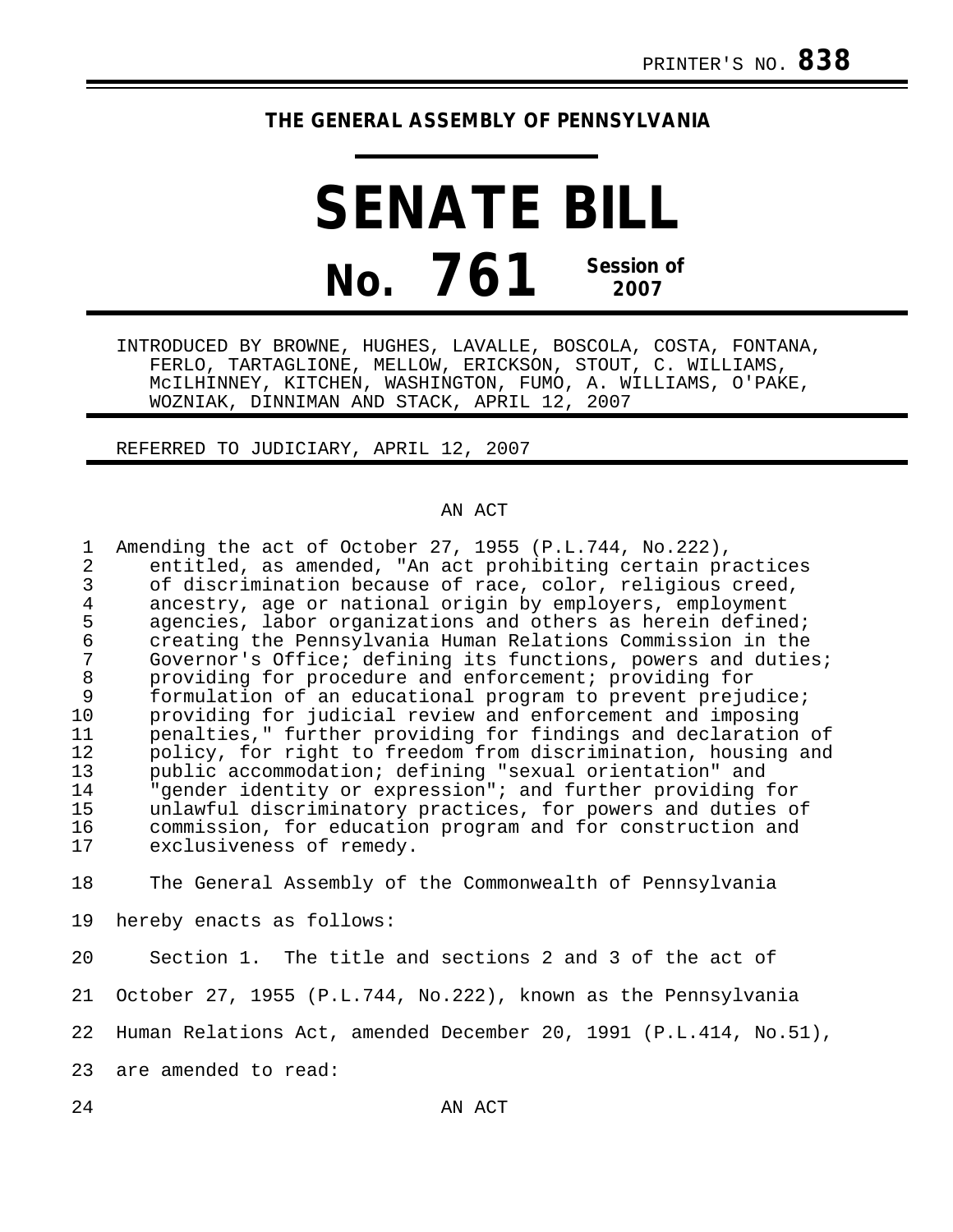PRINTER'S NO. **838**

# THE GENERAL ASSEMBLY OF PENNSYLVANIA

# SENATE BILL

## No. 761 Session of 2007

INTRODUCED BY BROWNE, HUGHES, LAVALLE, BOSCOLA, COSTA, FONTANA, FERLO, TARTAGLIONE, MELLOW, ERICKSON, STOUT, C. WILLIAMS, McILHINNEY, KITCHEN, WASHINGTON, FUMO, A. WILLIAMS, O'PAKE, WOZNIAK, DINNIMAN AND STACK, APRIL 12, 2007

REFERRED TO JUDICIARY, APRIL 12, 2007

AN ACT

1 Amending the act of October 27, 1955 (P.L.744, No.222),
2 entitled, as amended, "An act prohibiting certain practices
3 of discrimination because of race, color, religious creed,
4 ancestry, age or national origin by employers, employment
5 agencies, labor organizations and others as herein defined;
6 creating the Pennsylvania Human Relations Commission in the
7 Governor's Office; defining its functions, powers and duties;
8 providing for procedure and enforcement; providing for
9 formulation of an educational program to prevent prejudice;
10 providing for judicial review and enforcement and imposing
11 penalties," further providing for findings and declaration of
12 policy, for right to freedom from discrimination, housing and
13 public accommodation; defining "sexual orientation" and
14 "gender identity or expression"; and further providing for
15 unlawful discriminatory practices, for powers and duties of
16 commission, for education program and for construction and
17 exclusiveness of remedy.

18 The General Assembly of the Commonwealth of Pennsylvania
19 hereby enacts as follows:

20 Section 1. The title and sections 2 and 3 of the act of
21 October 27, 1955 (P.L.744, No.222), known as the Pennsylvania
22 Human Relations Act, amended December 20, 1991 (P.L.414, No.51),
23 are amended to read:

24 AN ACT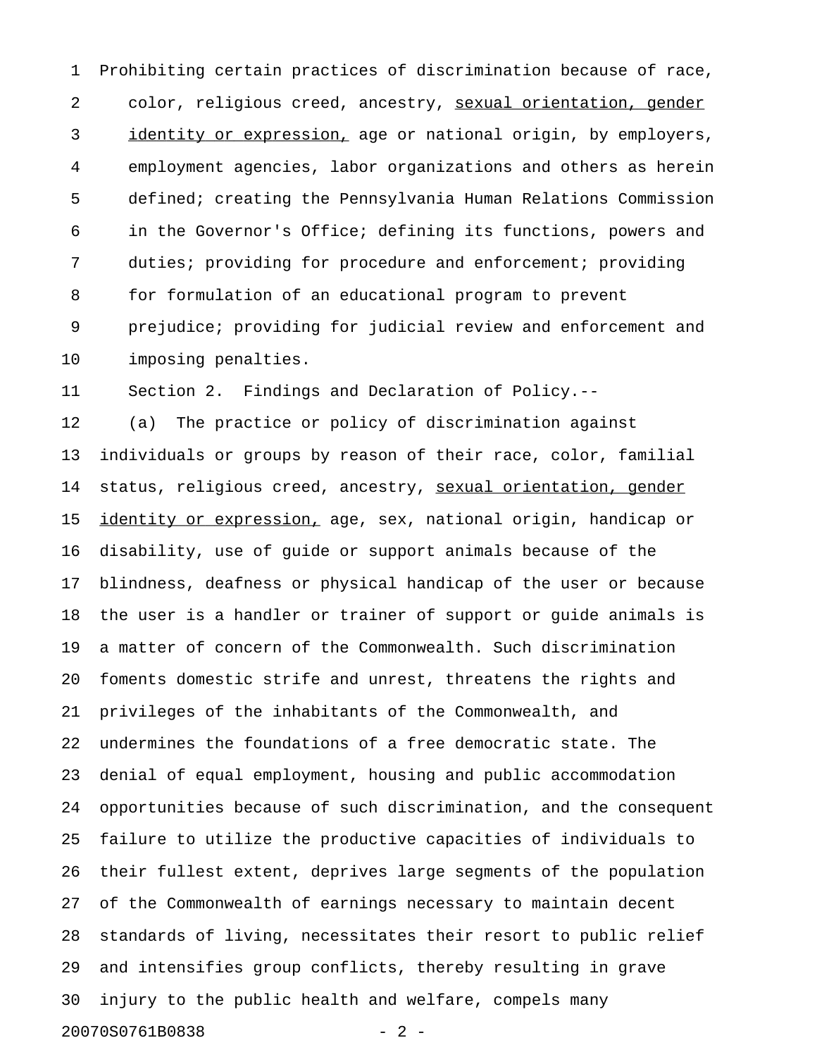Prohibiting certain practices of discrimination because of race, color, religious creed, ancestry, <u>sexual orientation, gender identity or expression,</u> age or national origin, by employers, employment agencies, labor organizations and others as herein defined; creating the Pennsylvania Human Relations Commission in the Governor's Office; defining its functions, powers and duties; providing for procedure and enforcement; providing for formulation of an educational program to prevent prejudice; providing for judicial review and enforcement and imposing penalties.

Section 2. Findings and Declaration of Policy.--

(a) The practice or policy of discrimination against individuals or groups by reason of their race, color, familial status, religious creed, ancestry, <u>sexual orientation, gender identity or expression,</u> age, sex, national origin, handicap or disability, use of guide or support animals because of the blindness, deafness or physical handicap of the user or because the user is a handler or trainer of support or guide animals is a matter of concern of the Commonwealth. Such discrimination foments domestic strife and unrest, threatens the rights and privileges of the inhabitants of the Commonwealth, and undermines the foundations of a free democratic state. The denial of equal employment, housing and public accommodation opportunities because of such discrimination, and the consequent failure to utilize the productive capacities of individuals to their fullest extent, deprives large segments of the population of the Commonwealth of earnings necessary to maintain decent standards of living, necessitates their resort to public relief and intensifies group conflicts, thereby resulting in grave injury to the public health and welfare, compels many

20070S0761B0838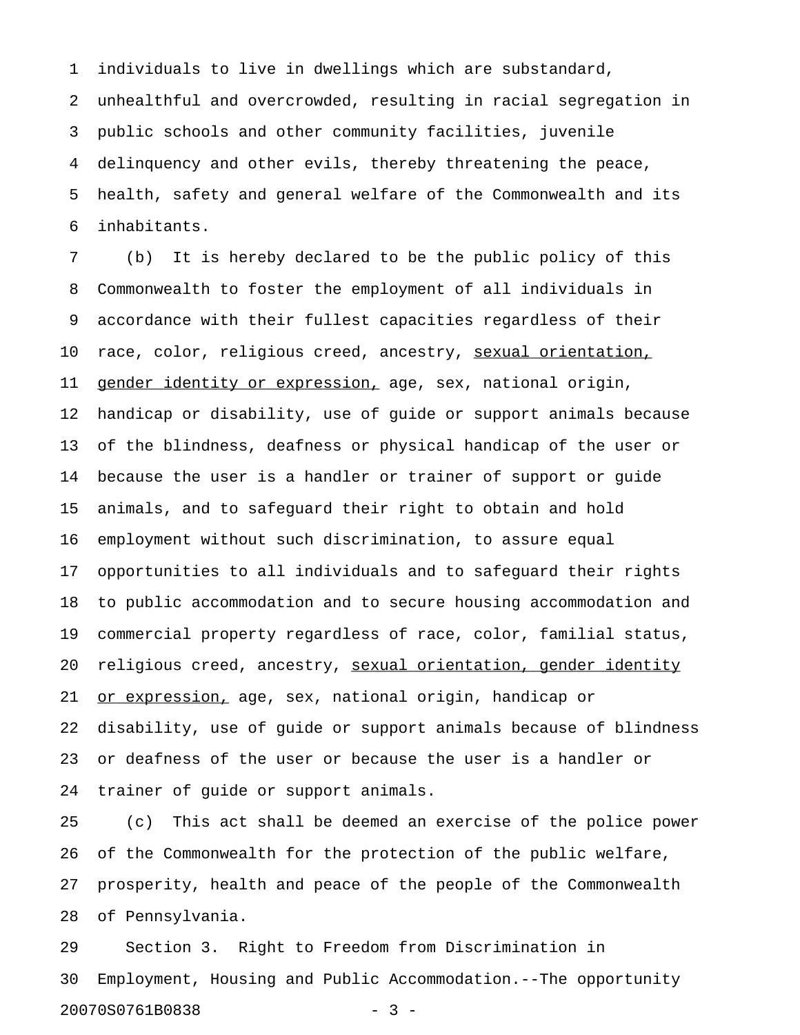individuals to live in dwellings which are substandard, unhealthful and overcrowded, resulting in racial segregation in public schools and other community facilities, juvenile delinquency and other evils, thereby threatening the peace, health, safety and general welfare of the Commonwealth and its inhabitants.

(b) It is hereby declared to be the public policy of this Commonwealth to foster the employment of all individuals in accordance with their fullest capacities regardless of their race, color, religious creed, ancestry, <u>sexual orientation, gender identity or expression,</u> age, sex, national origin, handicap or disability, use of guide or support animals because of the blindness, deafness or physical handicap of the user or because the user is a handler or trainer of support or guide animals, and to safeguard their right to obtain and hold employment without such discrimination, to assure equal opportunities to all individuals and to safeguard their rights to public accommodation and to secure housing accommodation and commercial property regardless of race, color, familial status, religious creed, ancestry, <u>sexual orientation, gender identity or expression,</u> age, sex, national origin, handicap or disability, use of guide or support animals because of blindness or deafness of the user or because the user is a handler or trainer of guide or support animals.

(c) This act shall be deemed an exercise of the police power of the Commonwealth for the protection of the public welfare, prosperity, health and peace of the people of the Commonwealth of Pennsylvania.

Section 3. Right to Freedom from Discrimination in Employment, Housing and Public Accommodation.--The opportunity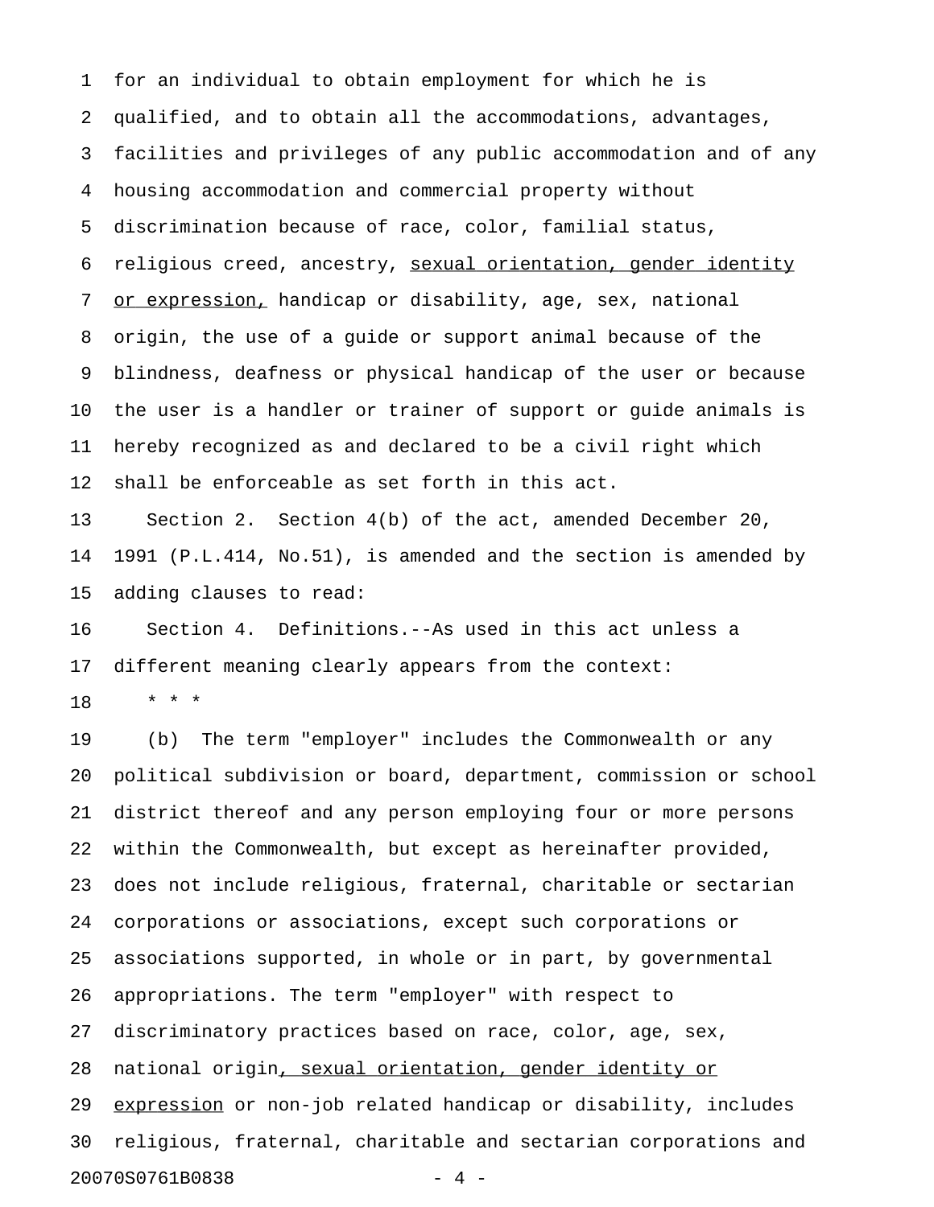for an individual to obtain employment for which he is qualified, and to obtain all the accommodations, advantages, facilities and privileges of any public accommodation and of any housing accommodation and commercial property without discrimination because of race, color, familial status, religious creed, ancestry, <u>sexual orientation, gender identity or expression,</u> handicap or disability, age, sex, national origin, the use of a guide or support animal because of the blindness, deafness or physical handicap of the user or because the user is a handler or trainer of support or guide animals is hereby recognized as and declared to be a civil right which shall be enforceable as set forth in this act.

Section 2. Section 4(b) of the act, amended December 20, 1991 (P.L.414, No.51), is amended and the section is amended by adding clauses to read:

Section 4. Definitions.--As used in this act unless a different meaning clearly appears from the context:

\* \* \*

(b) The term "employer" includes the Commonwealth or any political subdivision or board, department, commission or school district thereof and any person employing four or more persons within the Commonwealth, but except as hereinafter provided, does not include religious, fraternal, charitable or sectarian corporations or associations, except such corporations or associations supported, in whole or in part, by governmental appropriations. The term "employer" with respect to discriminatory practices based on race, color, age, sex, national origin<u>, sexual orientation, gender identity or expression</u> or non-job related handicap or disability, includes religious, fraternal, charitable and sectarian corporations and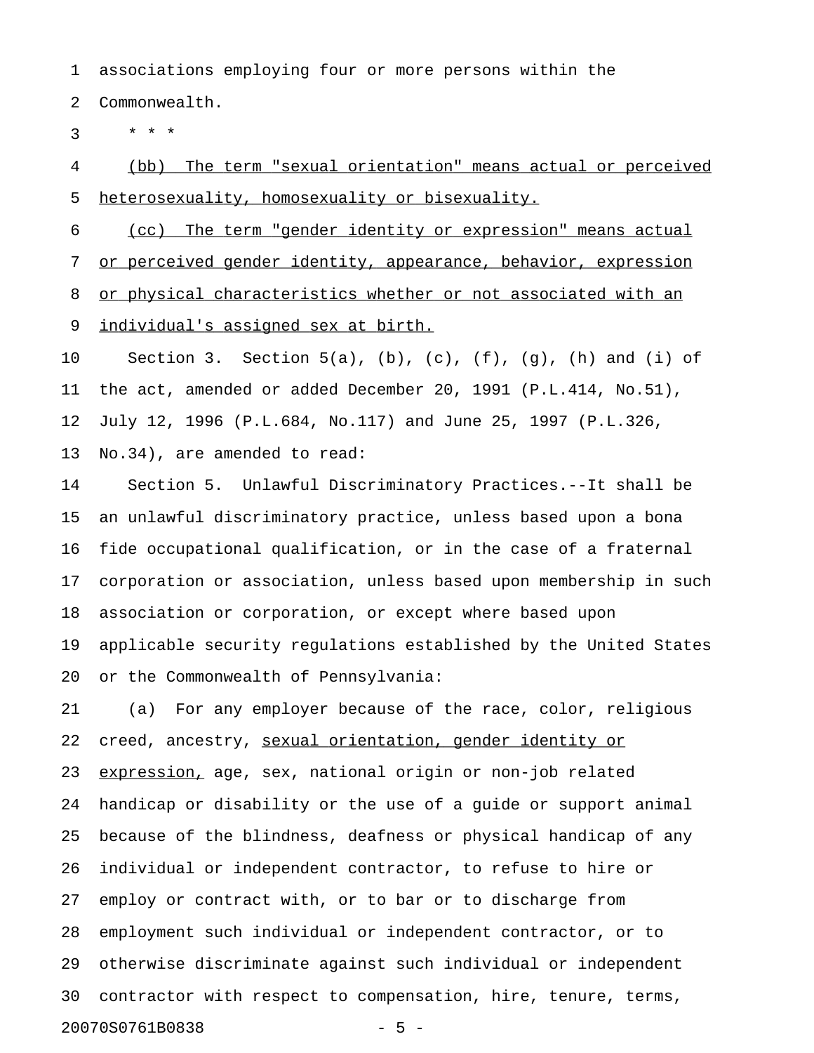associations employing four or more persons within the Commonwealth.

\* \* \*

<u>(bb) The term "sexual orientation" means actual or perceived heterosexuality, homosexuality or bisexuality.</u>

<u>(cc) The term "gender identity or expression" means actual or perceived gender identity, appearance, behavior, expression or physical characteristics whether or not associated with an individual's assigned sex at birth.</u>

Section 3. Section 5(a), (b), (c), (f), (g), (h) and (i) of the act, amended or added December 20, 1991 (P.L.414, No.51), July 12, 1996 (P.L.684, No.117) and June 25, 1997 (P.L.326, No.34), are amended to read:

Section 5. Unlawful Discriminatory Practices.--It shall be an unlawful discriminatory practice, unless based upon a bona fide occupational qualification, or in the case of a fraternal corporation or association, unless based upon membership in such association or corporation, or except where based upon applicable security regulations established by the United States or the Commonwealth of Pennsylvania:

(a) For any employer because of the race, color, religious creed, ancestry, <u>sexual orientation, gender identity or expression,</u> age, sex, national origin or non-job related handicap or disability or the use of a guide or support animal because of the blindness, deafness or physical handicap of any individual or independent contractor, to refuse to hire or employ or contract with, or to bar or to discharge from employment such individual or independent contractor, or to otherwise discriminate against such individual or independent contractor with respect to compensation, hire, tenure, terms,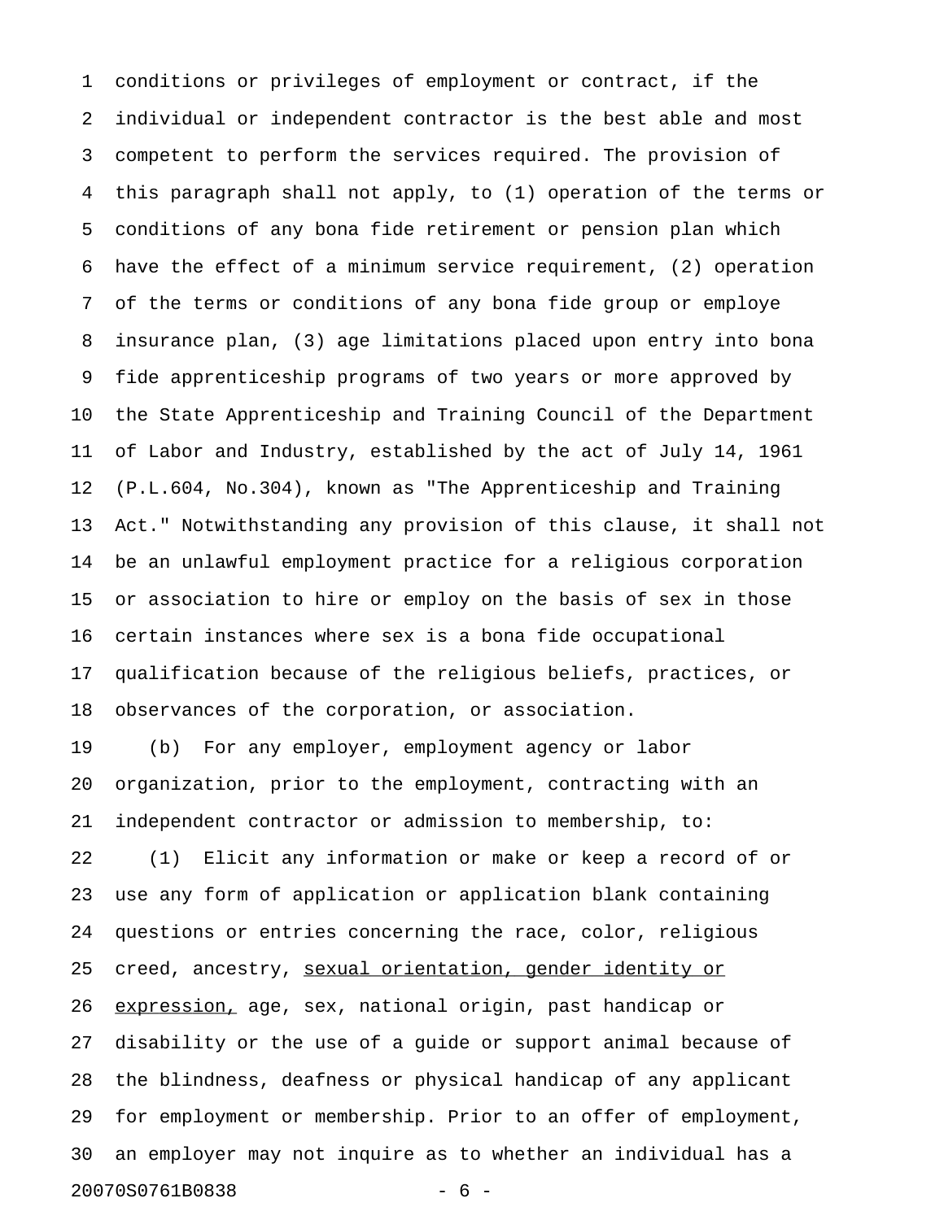conditions or privileges of employment or contract, if the individual or independent contractor is the best able and most competent to perform the services required. The provision of this paragraph shall not apply, to (1) operation of the terms or conditions of any bona fide retirement or pension plan which have the effect of a minimum service requirement, (2) operation of the terms or conditions of any bona fide group or employe insurance plan, (3) age limitations placed upon entry into bona fide apprenticeship programs of two years or more approved by the State Apprenticeship and Training Council of the Department of Labor and Industry, established by the act of July 14, 1961 (P.L.604, No.304), known as "The Apprenticeship and Training Act." Notwithstanding any provision of this clause, it shall not be an unlawful employment practice for a religious corporation or association to hire or employ on the basis of sex in those certain instances where sex is a bona fide occupational qualification because of the religious beliefs, practices, or observances of the corporation, or association.

(b) For any employer, employment agency or labor organization, prior to the employment, contracting with an independent contractor or admission to membership, to:

(1) Elicit any information or make or keep a record of or use any form of application or application blank containing questions or entries concerning the race, color, religious creed, ancestry, <u>sexual orientation, gender identity or expression,</u> age, sex, national origin, past handicap or disability or the use of a guide or support animal because of the blindness, deafness or physical handicap of any applicant for employment or membership. Prior to an offer of employment, an employer may not inquire as to whether an individual has a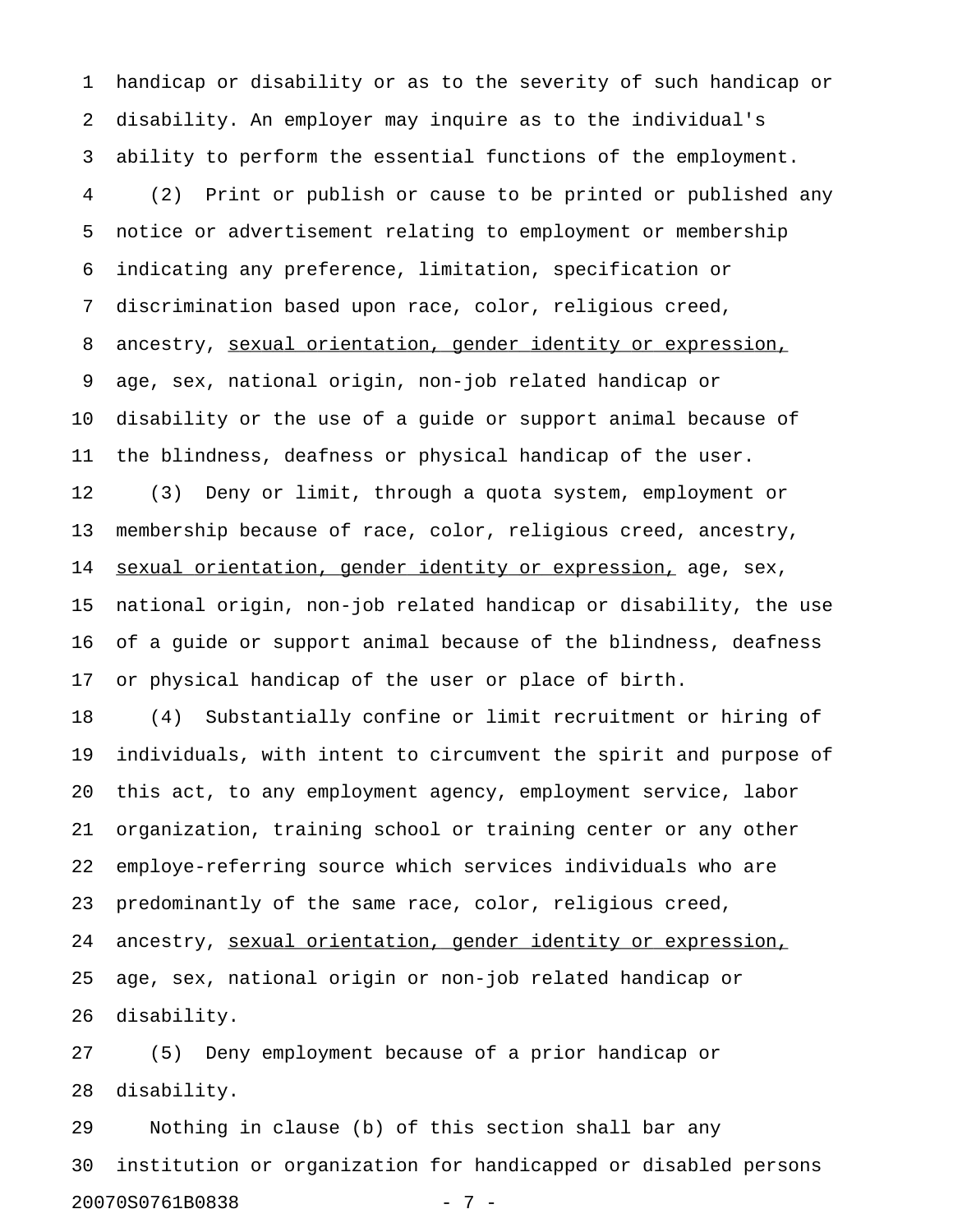handicap or disability or as to the severity of such handicap or disability. An employer may inquire as to the individual's ability to perform the essential functions of the employment.

(2) Print or publish or cause to be printed or published any notice or advertisement relating to employment or membership indicating any preference, limitation, specification or discrimination based upon race, color, religious creed, ancestry, <u>sexual orientation, gender identity or expression,</u> age, sex, national origin, non-job related handicap or disability or the use of a guide or support animal because of the blindness, deafness or physical handicap of the user.

(3) Deny or limit, through a quota system, employment or membership because of race, color, religious creed, ancestry, <u>sexual orientation, gender identity or expression,</u> age, sex, national origin, non-job related handicap or disability, the use of a guide or support animal because of the blindness, deafness or physical handicap of the user or place of birth.

(4) Substantially confine or limit recruitment or hiring of individuals, with intent to circumvent the spirit and purpose of this act, to any employment agency, employment service, labor organization, training school or training center or any other employe-referring source which services individuals who are predominantly of the same race, color, religious creed, ancestry, <u>sexual orientation, gender identity or expression,</u> age, sex, national origin or non-job related handicap or disability.

(5) Deny employment because of a prior handicap or disability.

Nothing in clause (b) of this section shall bar any institution or organization for handicapped or disabled persons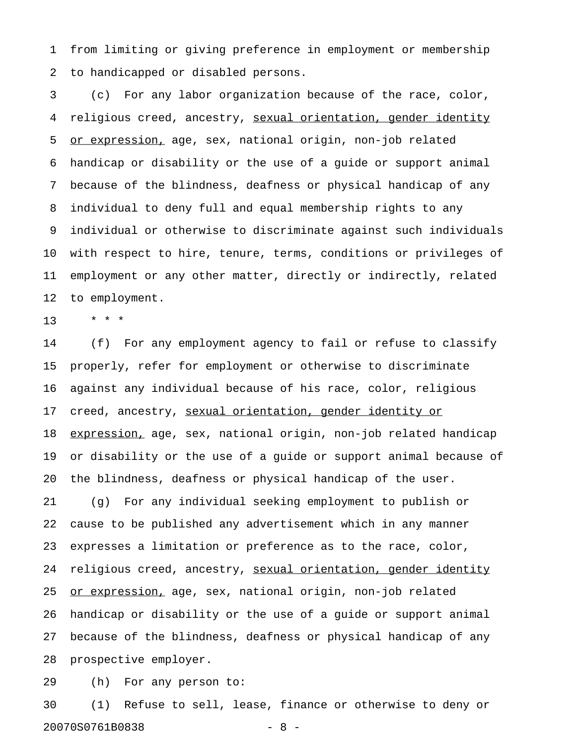from limiting or giving preference in employment or membership to handicapped or disabled persons.

(c) For any labor organization because of the race, color, religious creed, ancestry, <u>sexual orientation, gender identity or expression,</u> age, sex, national origin, non-job related handicap or disability or the use of a guide or support animal because of the blindness, deafness or physical handicap of any individual to deny full and equal membership rights to any individual or otherwise to discriminate against such individuals with respect to hire, tenure, terms, conditions or privileges of employment or any other matter, directly or indirectly, related to employment.

\* \* \*

(f) For any employment agency to fail or refuse to classify properly, refer for employment or otherwise to discriminate against any individual because of his race, color, religious creed, ancestry, <u>sexual orientation, gender identity or expression,</u> age, sex, national origin, non-job related handicap or disability or the use of a guide or support animal because of the blindness, deafness or physical handicap of the user.

(g) For any individual seeking employment to publish or cause to be published any advertisement which in any manner expresses a limitation or preference as to the race, color, religious creed, ancestry, <u>sexual orientation, gender identity or expression,</u> age, sex, national origin, non-job related handicap or disability or the use of a guide or support animal because of the blindness, deafness or physical handicap of any prospective employer.

(h) For any person to:

(1) Refuse to sell, lease, finance or otherwise to deny or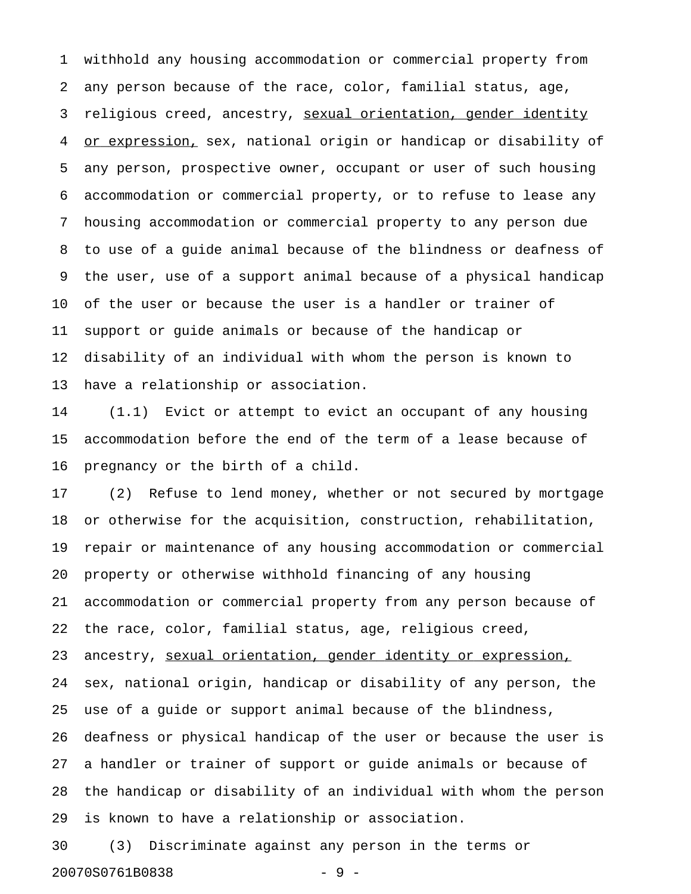withhold any housing accommodation or commercial property from any person because of the race, color, familial status, age, religious creed, ancestry, <u>sexual orientation, gender identity or expression,</u> sex, national origin or handicap or disability of any person, prospective owner, occupant or user of such housing accommodation or commercial property, or to refuse to lease any housing accommodation or commercial property to any person due to use of a guide animal because of the blindness or deafness of the user, use of a support animal because of a physical handicap of the user or because the user is a handler or trainer of support or guide animals or because of the handicap or disability of an individual with whom the person is known to have a relationship or association.

(1.1) Evict or attempt to evict an occupant of any housing accommodation before the end of the term of a lease because of pregnancy or the birth of a child.

(2) Refuse to lend money, whether or not secured by mortgage or otherwise for the acquisition, construction, rehabilitation, repair or maintenance of any housing accommodation or commercial property or otherwise withhold financing of any housing accommodation or commercial property from any person because of the race, color, familial status, age, religious creed, ancestry, <u>sexual orientation, gender identity or expression,</u> sex, national origin, handicap or disability of any person, the use of a guide or support animal because of the blindness, deafness or physical handicap of the user or because the user is a handler or trainer of support or guide animals or because of the handicap or disability of an individual with whom the person is known to have a relationship or association.

(3) Discriminate against any person in the terms or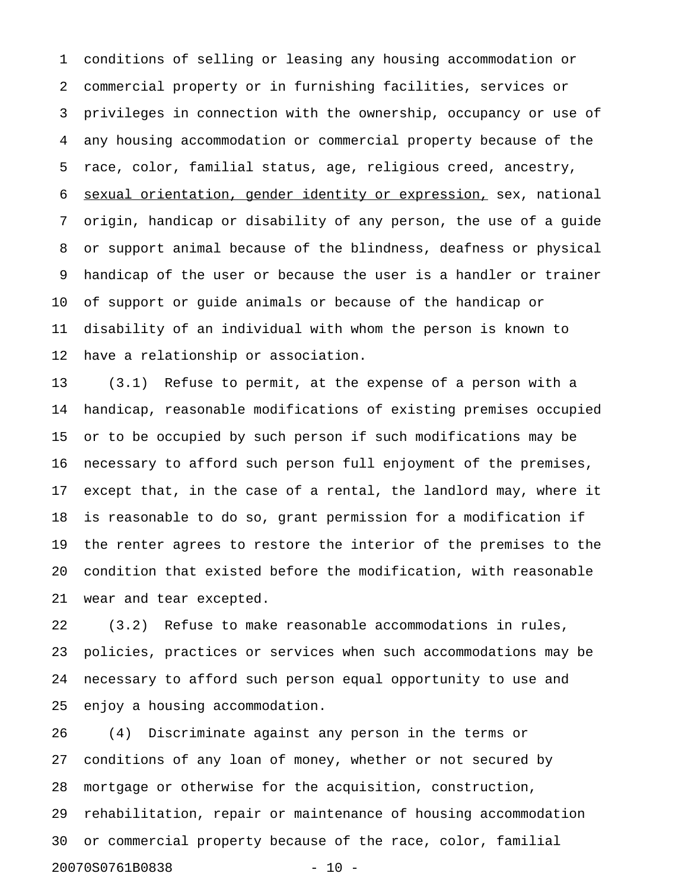conditions of selling or leasing any housing accommodation or commercial property or in furnishing facilities, services or privileges in connection with the ownership, occupancy or use of any housing accommodation or commercial property because of the race, color, familial status, age, religious creed, ancestry, <u>sexual orientation, gender identity or expression,</u> sex, national origin, handicap or disability of any person, the use of a guide or support animal because of the blindness, deafness or physical handicap of the user or because the user is a handler or trainer of support or guide animals or because of the handicap or disability of an individual with whom the person is known to have a relationship or association.

(3.1) Refuse to permit, at the expense of a person with a handicap, reasonable modifications of existing premises occupied or to be occupied by such person if such modifications may be necessary to afford such person full enjoyment of the premises, except that, in the case of a rental, the landlord may, where it is reasonable to do so, grant permission for a modification if the renter agrees to restore the interior of the premises to the condition that existed before the modification, with reasonable wear and tear excepted.

(3.2) Refuse to make reasonable accommodations in rules, policies, practices or services when such accommodations may be necessary to afford such person equal opportunity to use and enjoy a housing accommodation.

(4) Discriminate against any person in the terms or conditions of any loan of money, whether or not secured by mortgage or otherwise for the acquisition, construction, rehabilitation, repair or maintenance of housing accommodation or commercial property because of the race, color, familial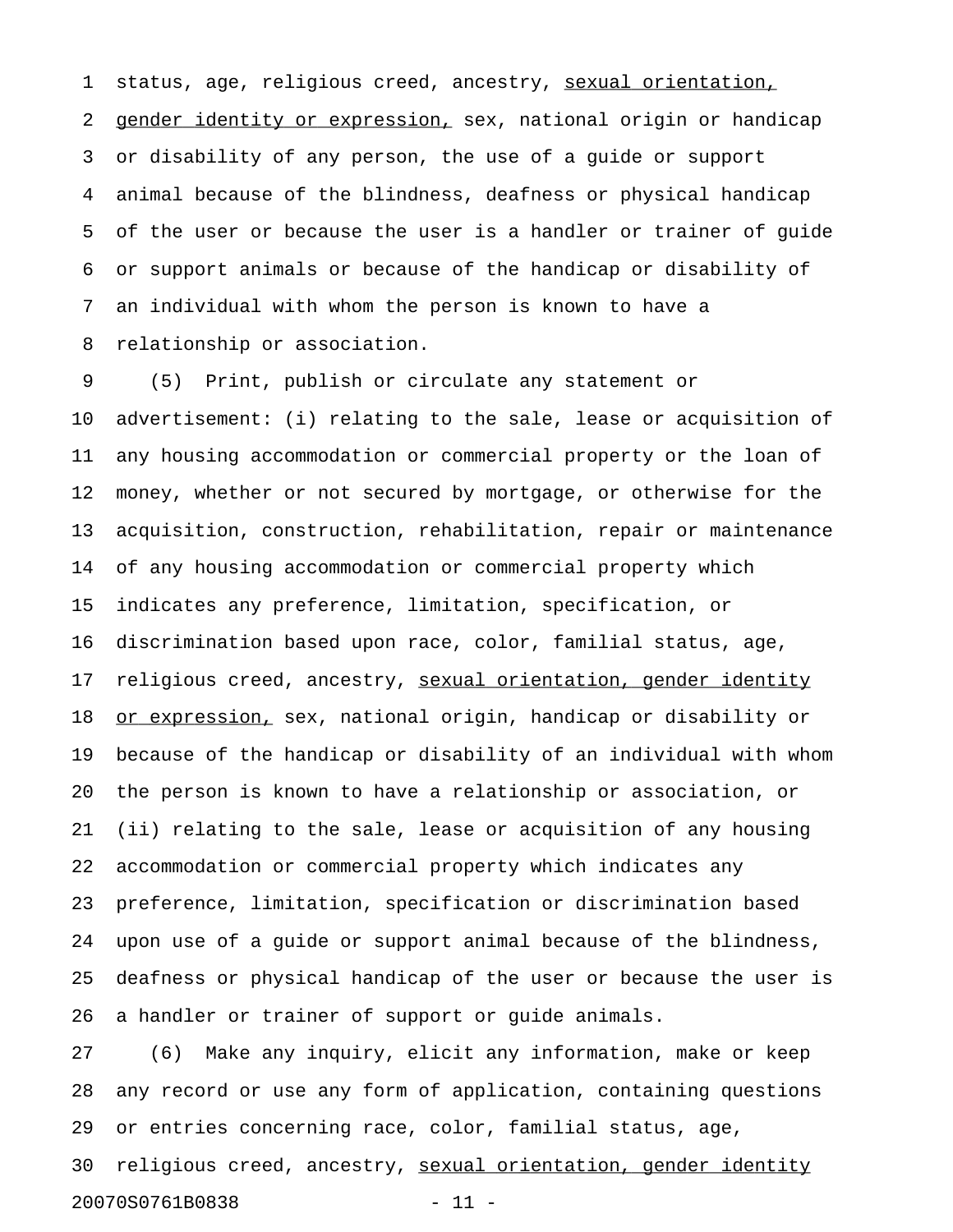status, age, religious creed, ancestry, <u>sexual orientation, gender identity or expression,</u> sex, national origin or handicap or disability of any person, the use of a guide or support animal because of the blindness, deafness or physical handicap of the user or because the user is a handler or trainer of guide or support animals or because of the handicap or disability of an individual with whom the person is known to have a relationship or association.

(5) Print, publish or circulate any statement or advertisement: (i) relating to the sale, lease or acquisition of any housing accommodation or commercial property or the loan of money, whether or not secured by mortgage, or otherwise for the acquisition, construction, rehabilitation, repair or maintenance of any housing accommodation or commercial property which indicates any preference, limitation, specification, or discrimination based upon race, color, familial status, age, religious creed, ancestry, <u>sexual orientation, gender identity or expression,</u> sex, national origin, handicap or disability or because of the handicap or disability of an individual with whom the person is known to have a relationship or association, or (ii) relating to the sale, lease or acquisition of any housing accommodation or commercial property which indicates any preference, limitation, specification or discrimination based upon use of a guide or support animal because of the blindness, deafness or physical handicap of the user or because the user is a handler or trainer of support or guide animals.

(6) Make any inquiry, elicit any information, make or keep any record or use any form of application, containing questions or entries concerning race, color, familial status, age, religious creed, ancestry, <u>sexual orientation, gender identity</u>

20070S0761B0838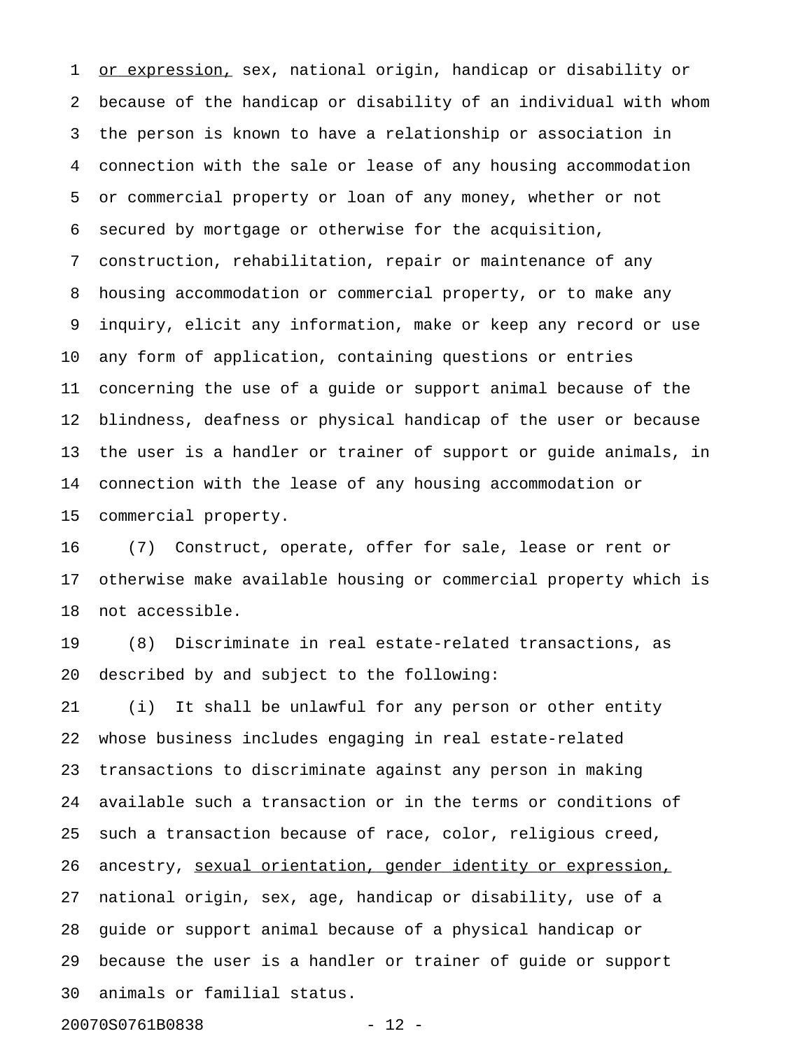or expression, sex, national origin, handicap or disability or because of the handicap or disability of an individual with whom the person is known to have a relationship or association in connection with the sale or lease of any housing accommodation or commercial property or loan of any money, whether or not secured by mortgage or otherwise for the acquisition, construction, rehabilitation, repair or maintenance of any housing accommodation or commercial property, or to make any inquiry, elicit any information, make or keep any record or use any form of application, containing questions or entries concerning the use of a guide or support animal because of the blindness, deafness or physical handicap of the user or because the user is a handler or trainer of support or guide animals, in connection with the lease of any housing accommodation or commercial property.

(7) Construct, operate, offer for sale, lease or rent or otherwise make available housing or commercial property which is not accessible.

(8) Discriminate in real estate-related transactions, as described by and subject to the following:

(i) It shall be unlawful for any person or other entity whose business includes engaging in real estate-related transactions to discriminate against any person in making available such a transaction or in the terms or conditions of such a transaction because of race, color, religious creed, ancestry, sexual orientation, gender identity or expression, national origin, sex, age, handicap or disability, use of a guide or support animal because of a physical handicap or because the user is a handler or trainer of guide or support animals or familial status.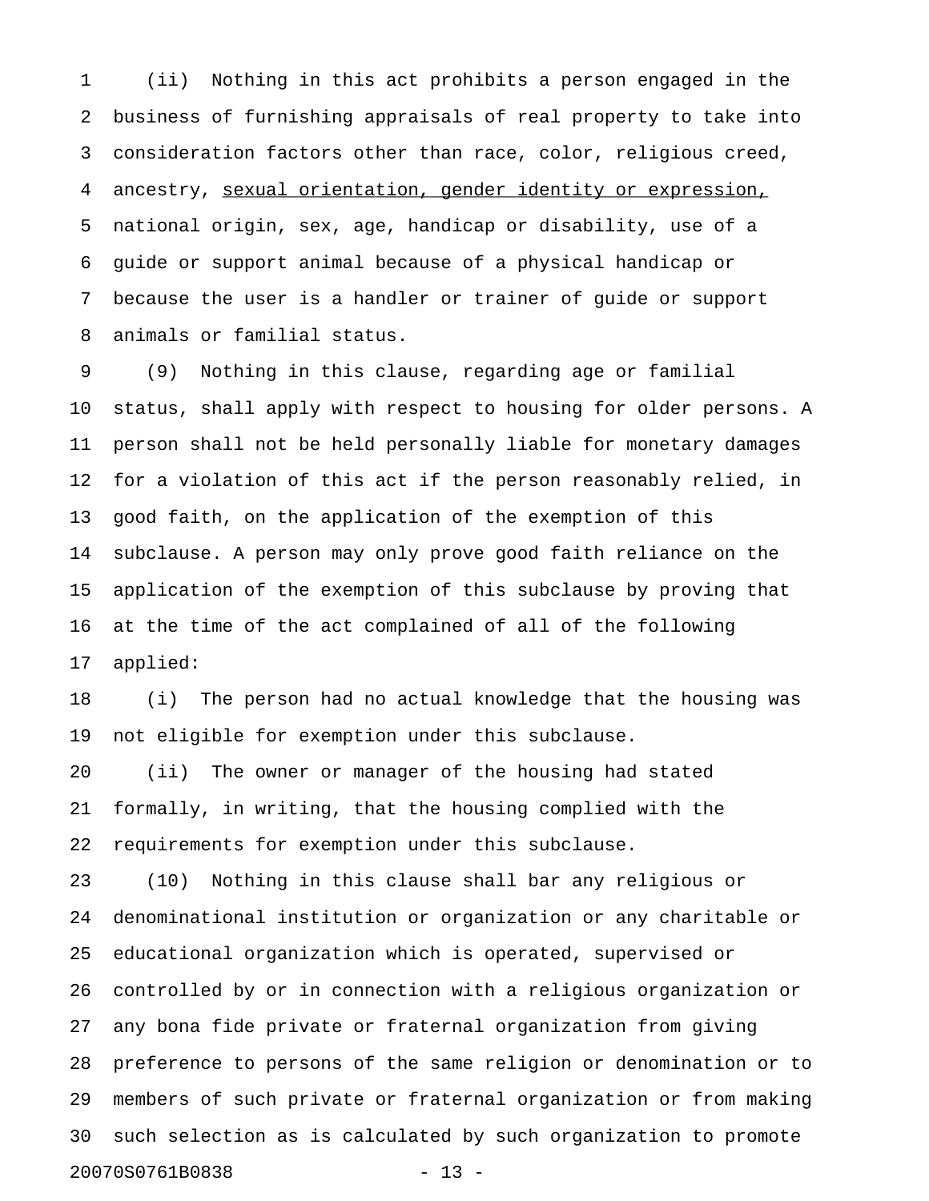(ii) Nothing in this act prohibits a person engaged in the business of furnishing appraisals of real property to take into consideration factors other than race, color, religious creed, ancestry, <u>sexual orientation, gender identity or expression,</u> national origin, sex, age, handicap or disability, use of a guide or support animal because of a physical handicap or because the user is a handler or trainer of guide or support animals or familial status.

(9) Nothing in this clause, regarding age or familial status, shall apply with respect to housing for older persons. A person shall not be held personally liable for monetary damages for a violation of this act if the person reasonably relied, in good faith, on the application of the exemption of this subclause. A person may only prove good faith reliance on the application of the exemption of this subclause by proving that at the time of the act complained of all of the following applied:

(i) The person had no actual knowledge that the housing was not eligible for exemption under this subclause.

(ii) The owner or manager of the housing had stated formally, in writing, that the housing complied with the requirements for exemption under this subclause.

(10) Nothing in this clause shall bar any religious or denominational institution or organization or any charitable or educational organization which is operated, supervised or controlled by or in connection with a religious organization or any bona fide private or fraternal organization from giving preference to persons of the same religion or denomination or to members of such private or fraternal organization or from making such selection as is calculated by such organization to promote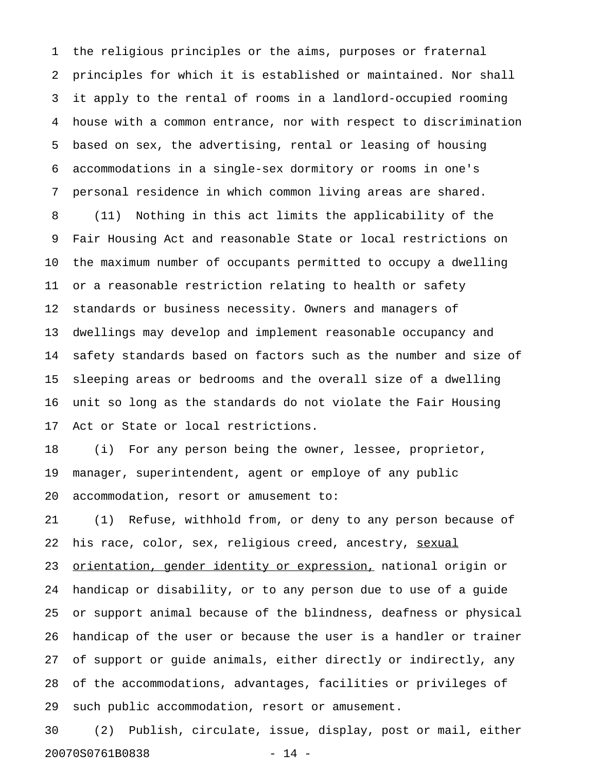the religious principles or the aims, purposes or fraternal principles for which it is established or maintained. Nor shall it apply to the rental of rooms in a landlord-occupied rooming house with a common entrance, nor with respect to discrimination based on sex, the advertising, rental or leasing of housing accommodations in a single-sex dormitory or rooms in one's personal residence in which common living areas are shared.

(11) Nothing in this act limits the applicability of the Fair Housing Act and reasonable State or local restrictions on the maximum number of occupants permitted to occupy a dwelling or a reasonable restriction relating to health or safety standards or business necessity. Owners and managers of dwellings may develop and implement reasonable occupancy and safety standards based on factors such as the number and size of sleeping areas or bedrooms and the overall size of a dwelling unit so long as the standards do not violate the Fair Housing Act or State or local restrictions.

(i) For any person being the owner, lessee, proprietor, manager, superintendent, agent or employe of any public accommodation, resort or amusement to:

(1) Refuse, withhold from, or deny to any person because of his race, color, sex, religious creed, ancestry, <u>sexual orientation, gender identity or expression,</u> national origin or handicap or disability, or to any person due to use of a guide or support animal because of the blindness, deafness or physical handicap of the user or because the user is a handler or trainer of support or guide animals, either directly or indirectly, any of the accommodations, advantages, facilities or privileges of such public accommodation, resort or amusement.

(2) Publish, circulate, issue, display, post or mail, either

20070S0761B0838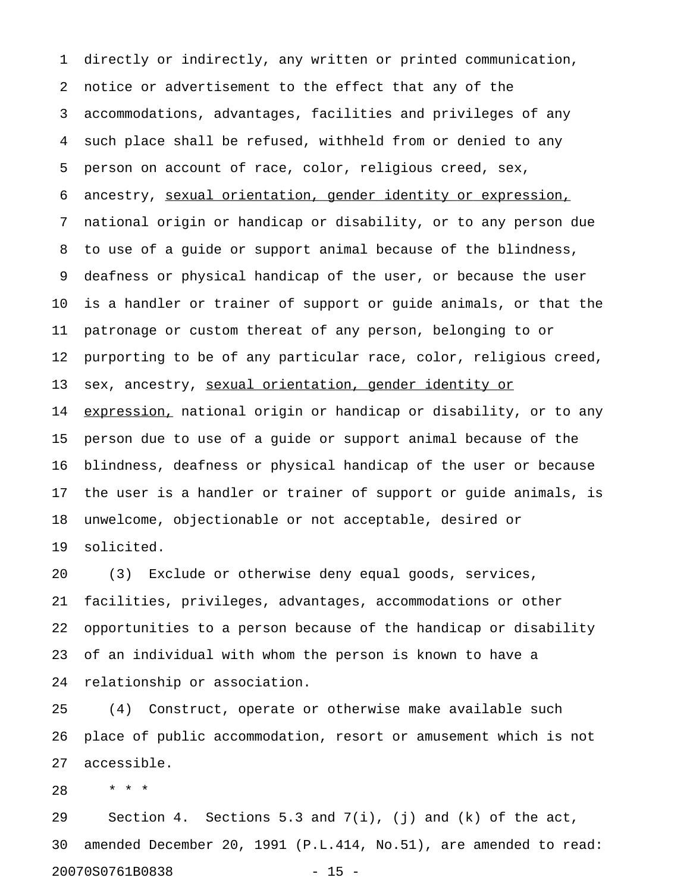directly or indirectly, any written or printed communication, notice or advertisement to the effect that any of the accommodations, advantages, facilities and privileges of any such place shall be refused, withheld from or denied to any person on account of race, color, religious creed, sex, ancestry, <u>sexual orientation, gender identity or expression,</u> national origin or handicap or disability, or to any person due to use of a guide or support animal because of the blindness, deafness or physical handicap of the user, or because the user is a handler or trainer of support or guide animals, or that the patronage or custom thereat of any person, belonging to or purporting to be of any particular race, color, religious creed, sex, ancestry, <u>sexual orientation, gender identity or expression,</u> national origin or handicap or disability, or to any person due to use of a guide or support animal because of the blindness, deafness or physical handicap of the user or because the user is a handler or trainer of support or guide animals, is unwelcome, objectionable or not acceptable, desired or solicited.

(3) Exclude or otherwise deny equal goods, services, facilities, privileges, advantages, accommodations or other opportunities to a person because of the handicap or disability of an individual with whom the person is known to have a relationship or association.

(4) Construct, operate or otherwise make available such place of public accommodation, resort or amusement which is not accessible.

* * *

Section 4. Sections 5.3 and 7(i), (j) and (k) of the act, amended December 20, 1991 (P.L.414, No.51), are amended to read: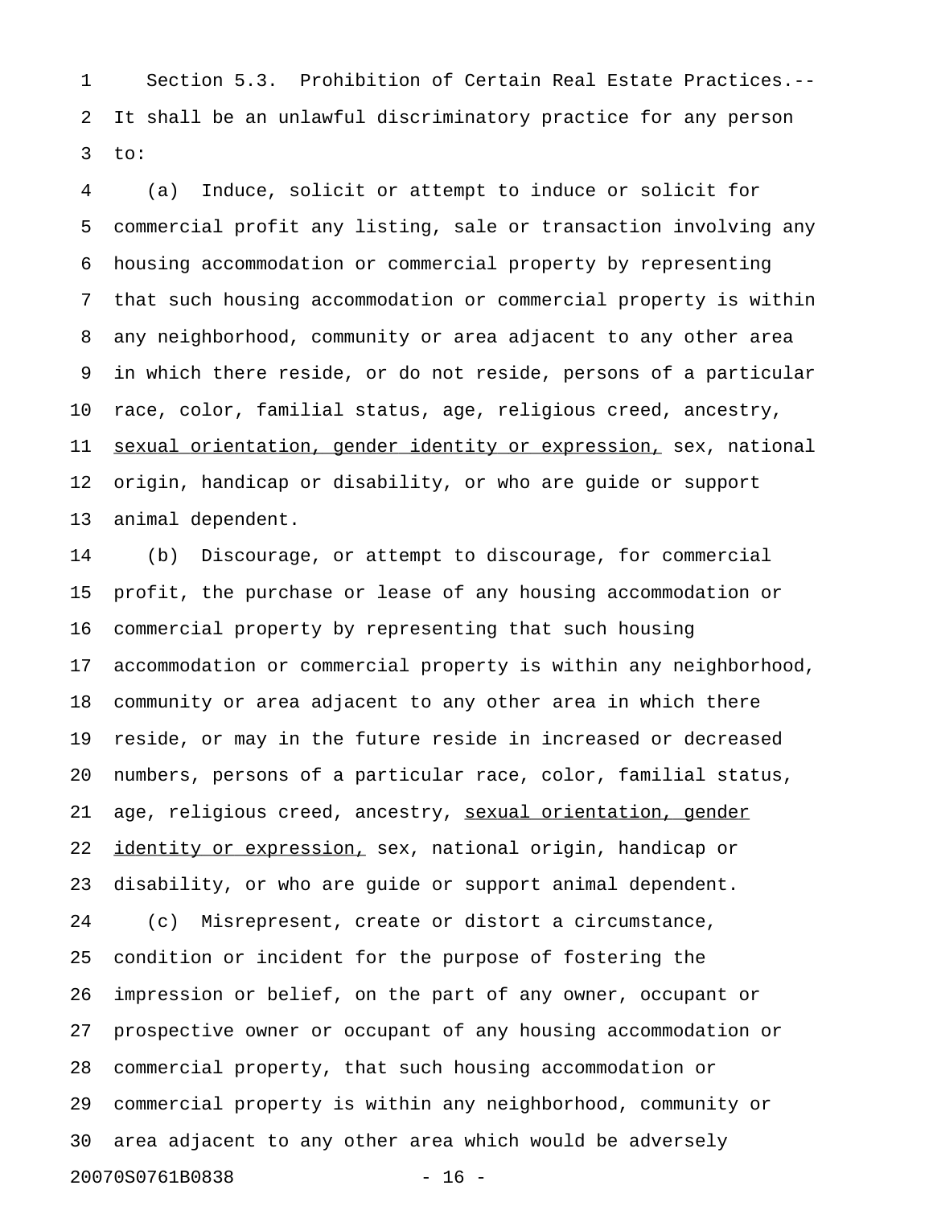Section 5.3. Prohibition of Certain Real Estate Practices.--
It shall be an unlawful discriminatory practice for any person
to:

(a) Induce, solicit or attempt to induce or solicit for
commercial profit any listing, sale or transaction involving any
housing accommodation or commercial property by representing
that such housing accommodation or commercial property is within
any neighborhood, community or area adjacent to any other area
in which there reside, or do not reside, persons of a particular
race, color, familial status, age, religious creed, ancestry,
<u>sexual orientation, gender identity or expression,</u> sex, national
origin, handicap or disability, or who are guide or support
animal dependent.

(b) Discourage, or attempt to discourage, for commercial
profit, the purchase or lease of any housing accommodation or
commercial property by representing that such housing
accommodation or commercial property is within any neighborhood,
community or area adjacent to any other area in which there
reside, or may in the future reside in increased or decreased
numbers, persons of a particular race, color, familial status,
age, religious creed, ancestry, <u>sexual orientation, gender
identity or expression,</u> sex, national origin, handicap or
disability, or who are guide or support animal dependent.

(c) Misrepresent, create or distort a circumstance,
condition or incident for the purpose of fostering the
impression or belief, on the part of any owner, occupant or
prospective owner or occupant of any housing accommodation or
commercial property, that such housing accommodation or
commercial property is within any neighborhood, community or
area adjacent to any other area which would be adversely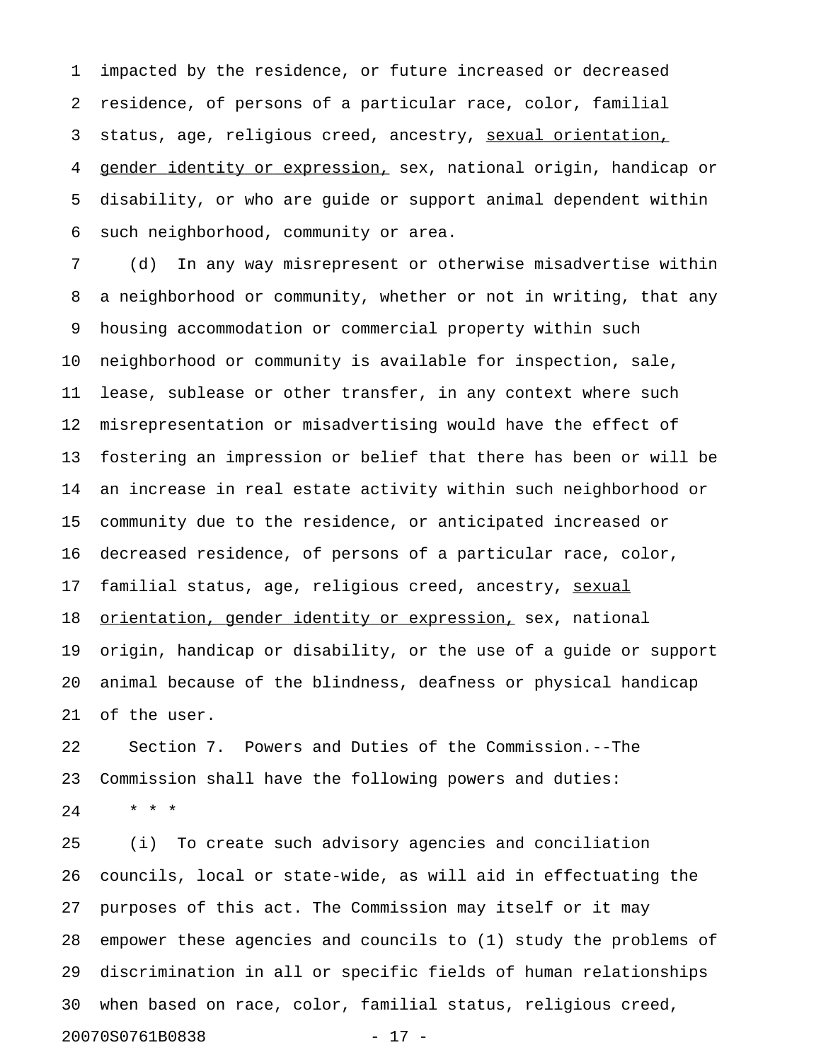impacted by the residence, or future increased or decreased residence, of persons of a particular race, color, familial status, age, religious creed, ancestry, <u>sexual orientation, gender identity or expression,</u> sex, national origin, handicap or disability, or who are guide or support animal dependent within such neighborhood, community or area.

(d) In any way misrepresent or otherwise misadvertise within a neighborhood or community, whether or not in writing, that any housing accommodation or commercial property within such neighborhood or community is available for inspection, sale, lease, sublease or other transfer, in any context where such misrepresentation or misadvertising would have the effect of fostering an impression or belief that there has been or will be an increase in real estate activity within such neighborhood or community due to the residence, or anticipated increased or decreased residence, of persons of a particular race, color, familial status, age, religious creed, ancestry, <u>sexual orientation, gender identity or expression,</u> sex, national origin, handicap or disability, or the use of a guide or support animal because of the blindness, deafness or physical handicap of the user.

Section 7. Powers and Duties of the Commission.--The Commission shall have the following powers and duties:

* * *

(i) To create such advisory agencies and conciliation councils, local or state-wide, as will aid in effectuating the purposes of this act. The Commission may itself or it may empower these agencies and councils to (1) study the problems of discrimination in all or specific fields of human relationships when based on race, color, familial status, religious creed,

20070S0761B0838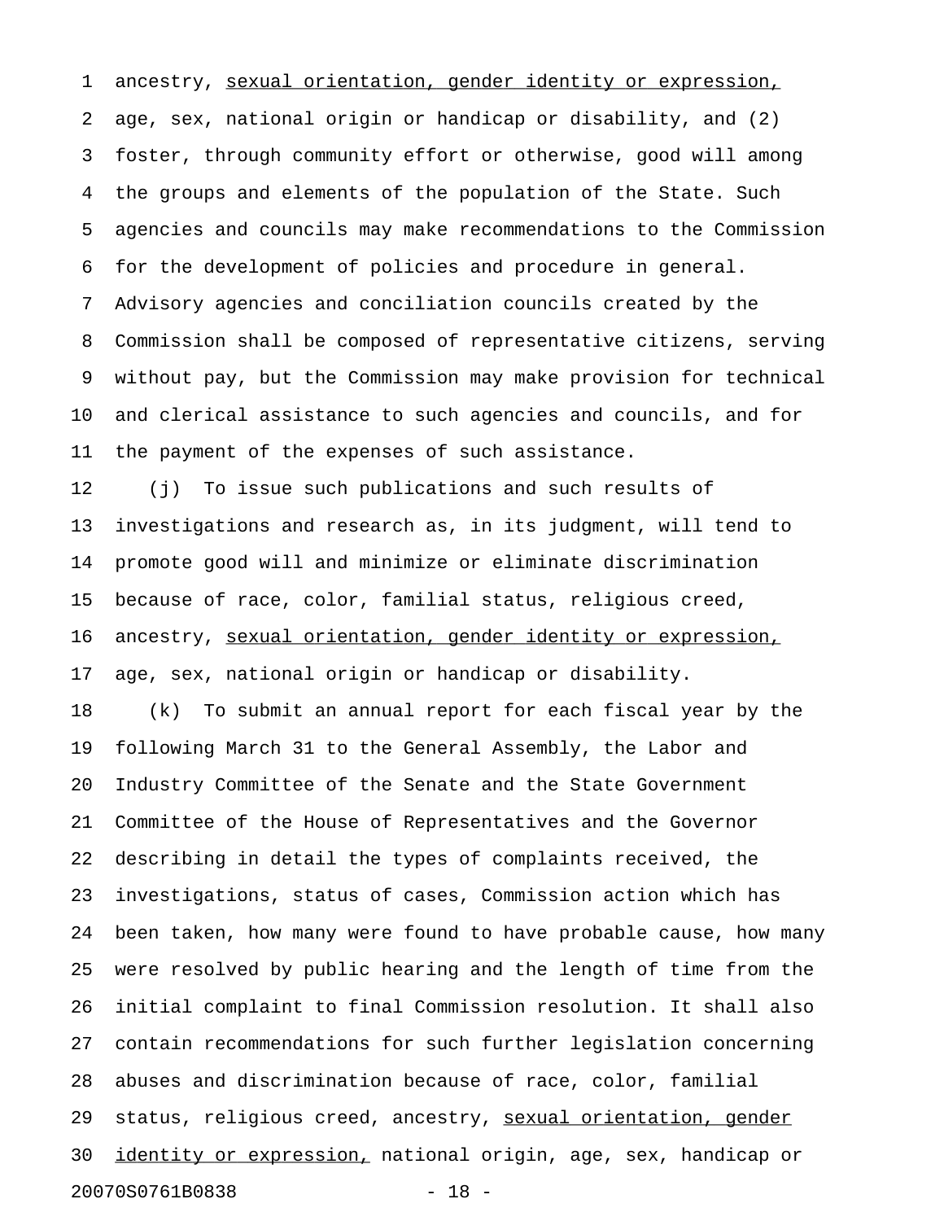ancestry, <u>sexual orientation, gender identity or expression,</u> age, sex, national origin or handicap or disability, and (2) foster, through community effort or otherwise, good will among the groups and elements of the population of the State. Such agencies and councils may make recommendations to the Commission for the development of policies and procedure in general. Advisory agencies and conciliation councils created by the Commission shall be composed of representative citizens, serving without pay, but the Commission may make provision for technical and clerical assistance to such agencies and councils, and for the payment of the expenses of such assistance.

(j) To issue such publications and such results of investigations and research as, in its judgment, will tend to promote good will and minimize or eliminate discrimination because of race, color, familial status, religious creed, ancestry, <u>sexual orientation, gender identity or expression,</u> age, sex, national origin or handicap or disability.

(k) To submit an annual report for each fiscal year by the following March 31 to the General Assembly, the Labor and Industry Committee of the Senate and the State Government Committee of the House of Representatives and the Governor describing in detail the types of complaints received, the investigations, status of cases, Commission action which has been taken, how many were found to have probable cause, how many were resolved by public hearing and the length of time from the initial complaint to final Commission resolution. It shall also contain recommendations for such further legislation concerning abuses and discrimination because of race, color, familial status, religious creed, ancestry, <u>sexual orientation, gender identity or expression,</u> national origin, age, sex, handicap or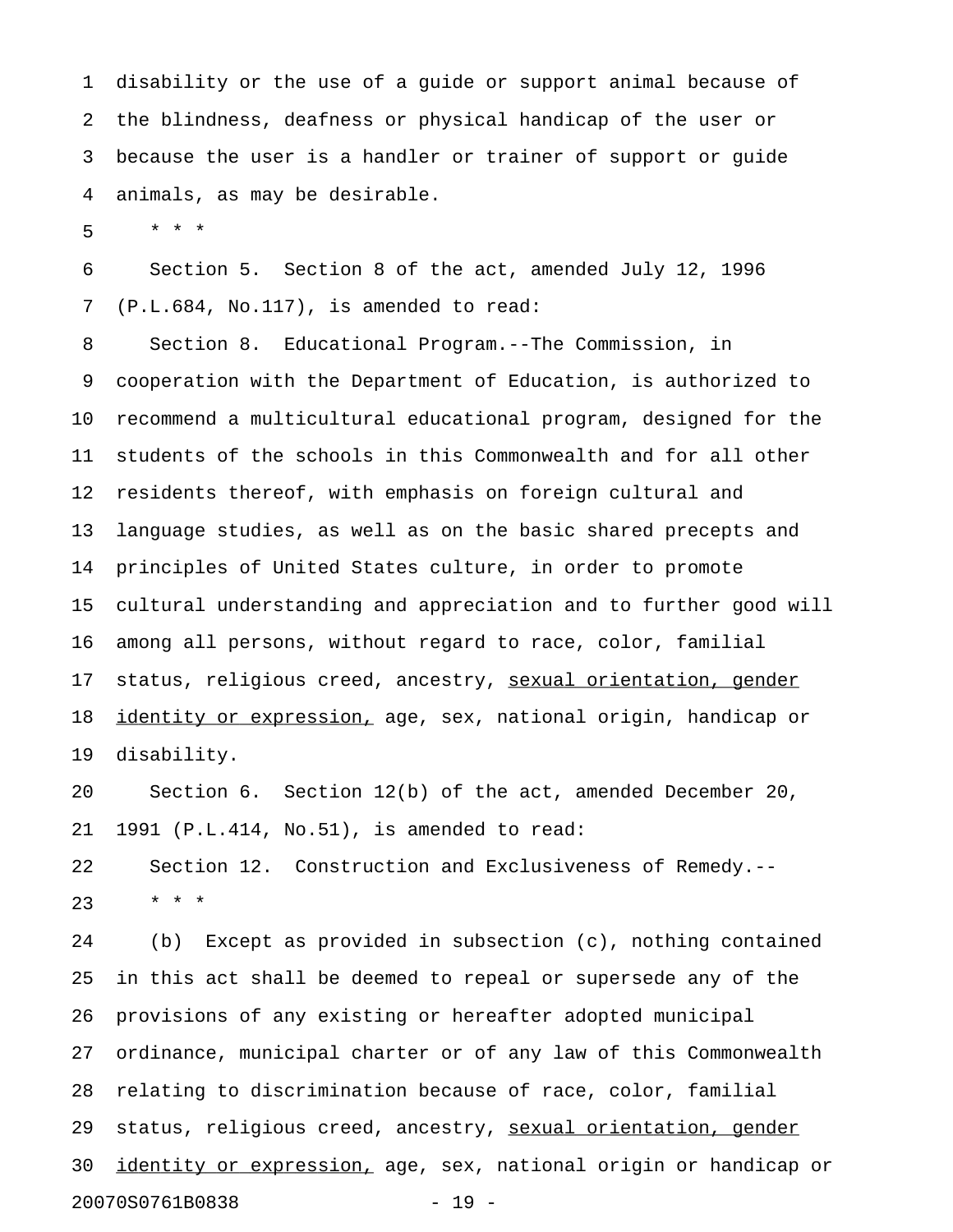disability or the use of a guide or support animal because of the blindness, deafness or physical handicap of the user or because the user is a handler or trainer of support or guide animals, as may be desirable.

* * *

Section 5. Section 8 of the act, amended July 12, 1996 (P.L.684, No.117), is amended to read:

Section 8. Educational Program.--The Commission, in cooperation with the Department of Education, is authorized to recommend a multicultural educational program, designed for the students of the schools in this Commonwealth and for all other residents thereof, with emphasis on foreign cultural and language studies, as well as on the basic shared precepts and principles of United States culture, in order to promote cultural understanding and appreciation and to further good will among all persons, without regard to race, color, familial status, religious creed, ancestry, <u>sexual orientation, gender identity or expression,</u> age, sex, national origin, handicap or disability.

Section 6. Section 12(b) of the act, amended December 20, 1991 (P.L.414, No.51), is amended to read:

Section 12. Construction and Exclusiveness of Remedy.--

* * *

(b) Except as provided in subsection (c), nothing contained in this act shall be deemed to repeal or supersede any of the provisions of any existing or hereafter adopted municipal ordinance, municipal charter or of any law of this Commonwealth relating to discrimination because of race, color, familial status, religious creed, ancestry, <u>sexual orientation, gender identity or expression,</u> age, sex, national origin or handicap or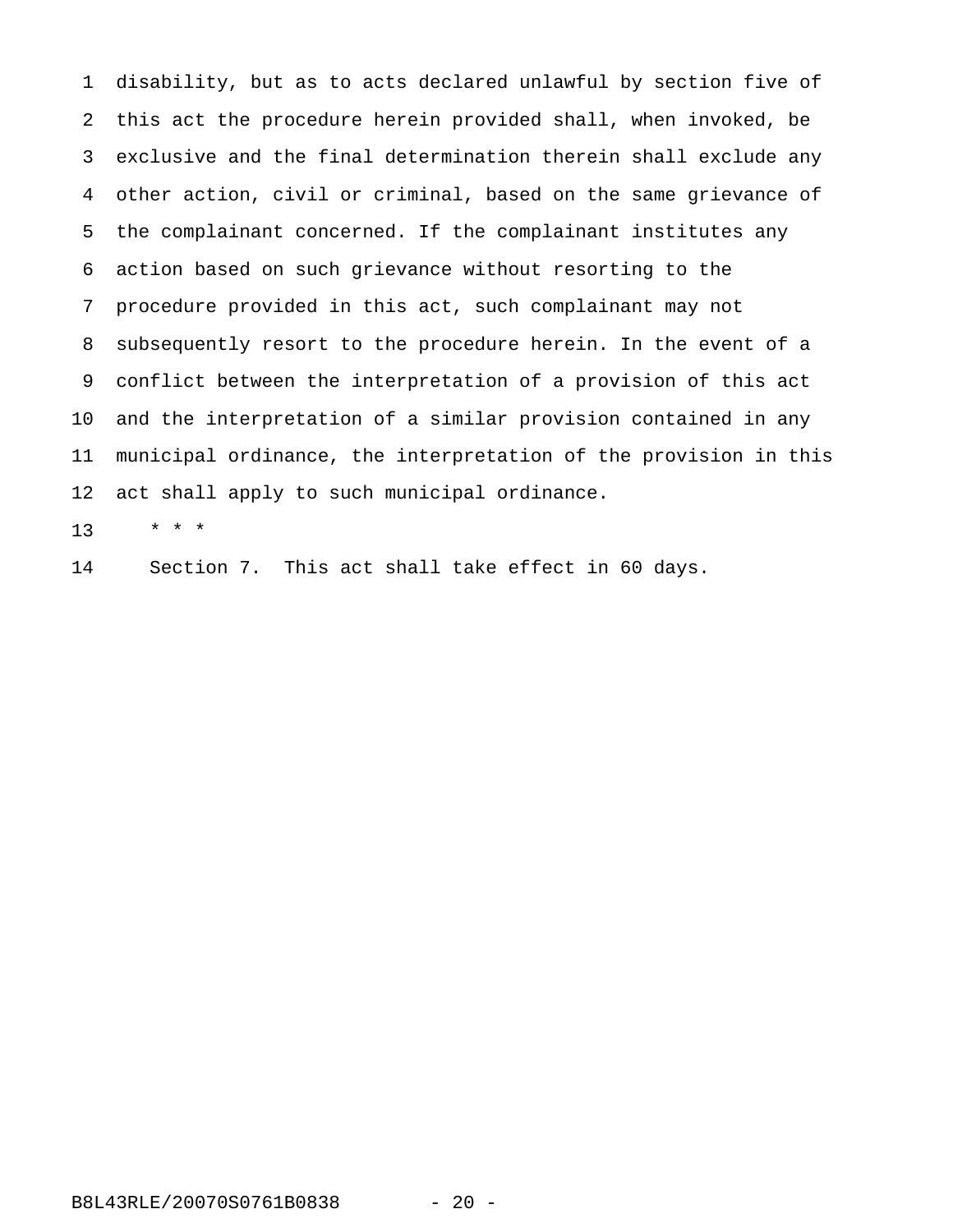disability, but as to acts declared unlawful by section five of this act the procedure herein provided shall, when invoked, be exclusive and the final determination therein shall exclude any other action, civil or criminal, based on the same grievance of the complainant concerned. If the complainant institutes any action based on such grievance without resorting to the procedure provided in this act, such complainant may not subsequently resort to the procedure herein. In the event of a conflict between the interpretation of a provision of this act and the interpretation of a similar provision contained in any municipal ordinance, the interpretation of the provision in this act shall apply to such municipal ordinance.

\* \* \*

Section 7. This act shall take effect in 60 days.